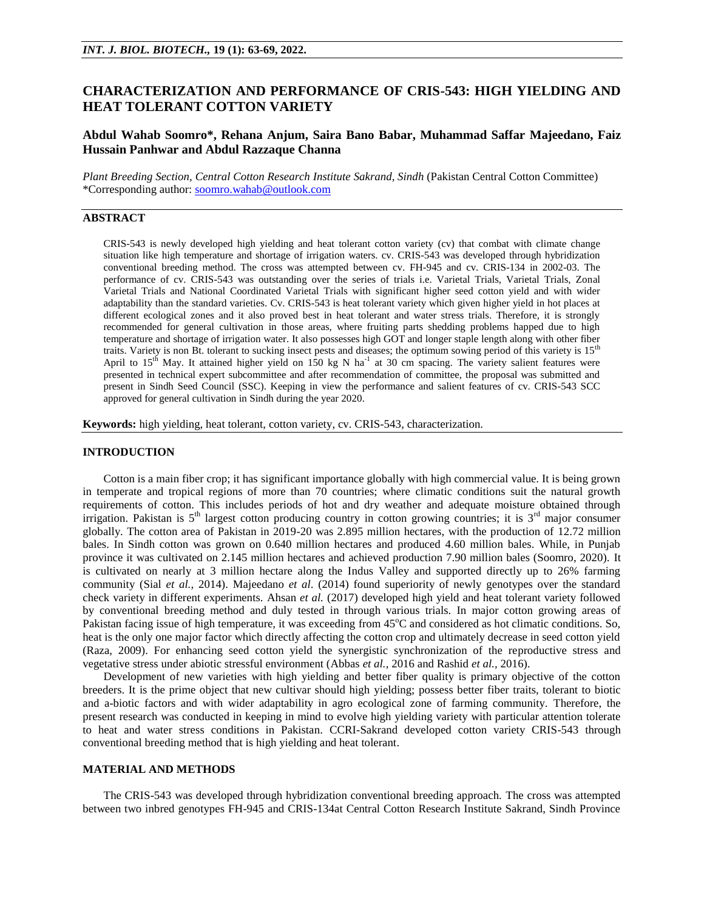# CHARACTERIZATION AND PERFORMANCE OF CRIS-543: HIGH YIELDING AND HEAT TOLERANT COTTON VARIETY

## Abdul Wahab Soomro*, Rehana Anjum, Saira Bano Babar, Muhammad Saffar Majeedano, Faiz Hussain Panhwar and Abdul Razzaque Channa

*Plant Breeding Section, Central Cotton Research Institute Sakrand, Sindh* (Pakistan Central Cotton Committee)
*Corresponding author: soomro.wahab@outlook.com

## ABSTRACT

CRIS-543 is newly developed high yielding and heat tolerant cotton variety (cv) that combat with climate change situation like high temperature and shortage of irrigation waters. cv. CRIS-543 was developed through hybridization conventional breeding method. The cross was attempted between cv. FH-945 and cv. CRIS-134 in 2002-03. The performance of cv. CRIS-543 was outstanding over the series of trials i.e. Varietal Trials, Varietal Trials, Zonal Varietal Trials and National Coordinated Varietal Trials with significant higher seed cotton yield and with wider adaptability than the standard varieties. Cv. CRIS-543 is heat tolerant variety which given higher yield in hot places at different ecological zones and it also proved best in heat tolerant and water stress trials. Therefore, it is strongly recommended for general cultivation in those areas, where fruiting parts shedding problems happed due to high temperature and shortage of irrigation water. It also possesses high GOT and longer staple length along with other fiber traits. Variety is non Bt. tolerant to sucking insect pests and diseases; the optimum sowing period of this variety is 15th April to 15th May. It attained higher yield on 150 kg N $ha^{-1}$ at 30 cm spacing. The variety salient features were presented in technical expert subcommittee and after recommendation of committee, the proposal was submitted and present in Sindh Seed Council (SSC). Keeping in view the performance and salient features of cv. CRIS-543 SCC approved for general cultivation in Sindh during the year 2020.

**Keywords:** high yielding, heat tolerant, cotton variety, cv. CRIS-543, characterization.

## INTRODUCTION

Cotton is a main fiber crop; it has significant importance globally with high commercial value. It is being grown in temperate and tropical regions of more than 70 countries; where climatic conditions suit the natural growth requirements of cotton. This includes periods of hot and dry weather and adequate moisture obtained through irrigation. Pakistan is 5th largest cotton producing country in cotton growing countries; it is 3rd major consumer globally. The cotton area of Pakistan in 2019-20 was 2.895 million hectares, with the production of 12.72 million bales. In Sindh cotton was grown on 0.640 million hectares and produced 4.60 million bales. While, in Punjab province it was cultivated on 2.145 million hectares and achieved production 7.90 million bales (Soomro, 2020). It is cultivated on nearly at 3 million hectare along the Indus Valley and supported directly up to 26% farming community (Sial *et al.,* 2014). Majeedano *et al*. (2014) found superiority of newly genotypes over the standard check variety in different experiments. Ahsan *et al.* (2017) developed high yield and heat tolerant variety followed by conventional breeding method and duly tested in through various trials. In major cotton growing areas of Pakistan facing issue of high temperature, it was exceeding from 45°C and considered as hot climatic conditions. So, heat is the only one major factor which directly affecting the cotton crop and ultimately decrease in seed cotton yield (Raza, 2009). For enhancing seed cotton yield the synergistic synchronization of the reproductive stress and vegetative stress under abiotic stressful environment (Abbas *et al.,* 2016 and Rashid *et al.,* 2016).

Development of new varieties with high yielding and better fiber quality is primary objective of the cotton breeders. It is the prime object that new cultivar should high yielding; possess better fiber traits, tolerant to biotic and a-biotic factors and with wider adaptability in agro ecological zone of farming community. Therefore, the present research was conducted in keeping in mind to evolve high yielding variety with particular attention tolerate to heat and water stress conditions in Pakistan. CCRI-Sakrand developed cotton variety CRIS-543 through conventional breeding method that is high yielding and heat tolerant.

## MATERIAL AND METHODS

The CRIS-543 was developed through hybridization conventional breeding approach. The cross was attempted between two inbred genotypes FH-945 and CRIS-134at Central Cotton Research Institute Sakrand, Sindh Province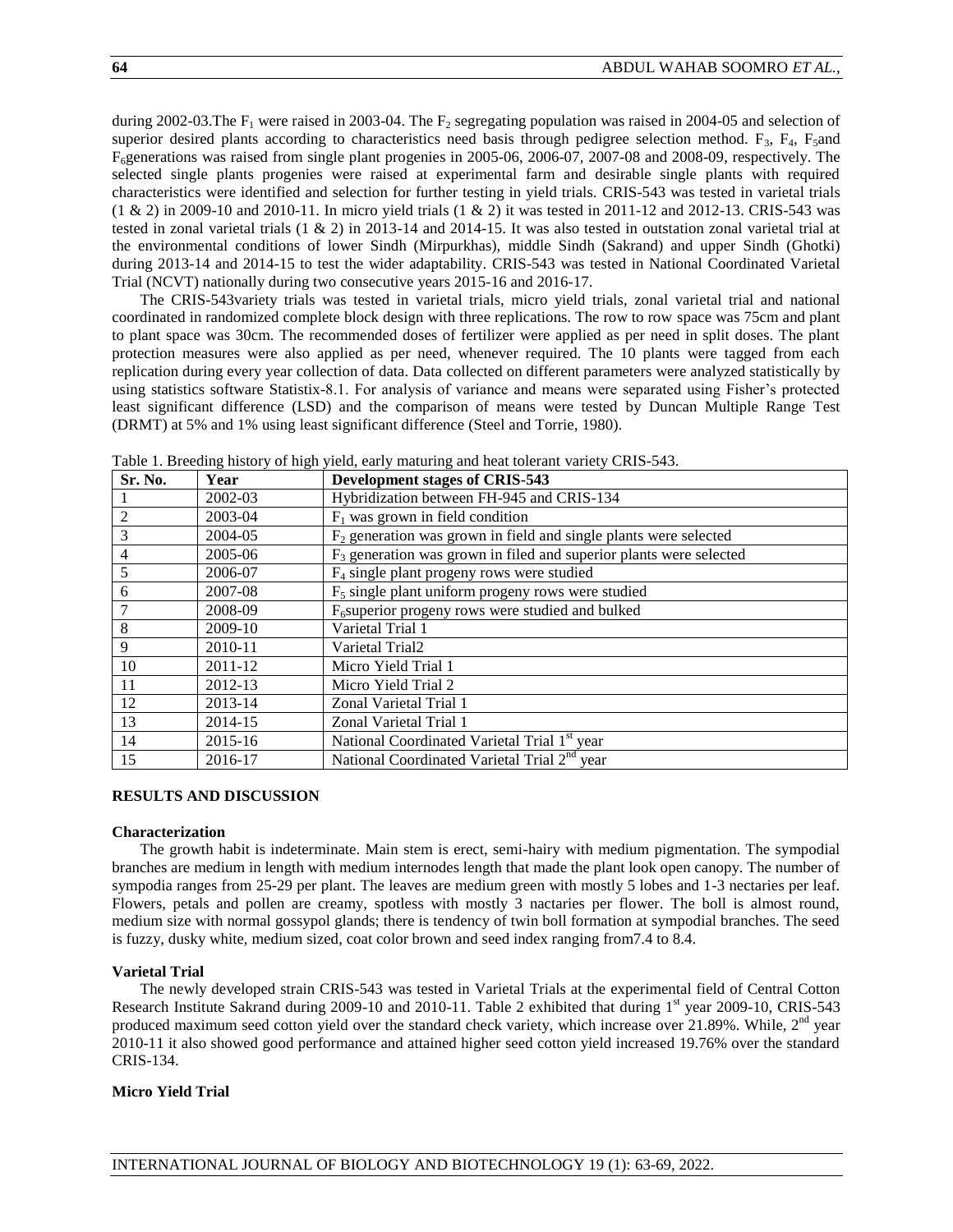during 2002-03.The $F_1$ were raised in 2003-04. The $F_2$ segregating population was raised in 2004-05 and selection of superior desired plants according to characteristics need basis through pedigree selection method. $F_3$, $F_4$, $F_5$and $F_6$generations was raised from single plant progenies in 2005-06, 2006-07, 2007-08 and 2008-09, respectively. The selected single plants progenies were raised at experimental farm and desirable single plants with required characteristics were identified and selection for further testing in yield trials. CRIS-543 was tested in varietal trials (1 & 2) in 2009-10 and 2010-11. In micro yield trials (1 & 2) it was tested in 2011-12 and 2012-13. CRIS-543 was tested in zonal varietal trials (1 & 2) in 2013-14 and 2014-15. It was also tested in outstation zonal varietal trial at the environmental conditions of lower Sindh (Mirpurkhas), middle Sindh (Sakrand) and upper Sindh (Ghotki) during 2013-14 and 2014-15 to test the wider adaptability. CRIS-543 was tested in National Coordinated Varietal Trial (NCVT) nationally during two consecutive years 2015-16 and 2016-17.

The CRIS-543variety trials was tested in varietal trials, micro yield trials, zonal varietal trial and national coordinated in randomized complete block design with three replications. The row to row space was 75cm and plant to plant space was 30cm. The recommended doses of fertilizer were applied as per need in split doses. The plant protection measures were also applied as per need, whenever required. The 10 plants were tagged from each replication during every year collection of data. Data collected on different parameters were analyzed statistically by using statistics software Statistix-8.1. For analysis of variance and means were separated using Fisher's protected least significant difference (LSD) and the comparison of means were tested by Duncan Multiple Range Test (DRMT) at 5% and 1% using least significant difference (Steel and Torrie, 1980).

Table 1. Breeding history of high yield, early maturing and heat tolerant variety CRIS-543.

| Sr. No. | Year | Development stages of CRIS-543 |
|---|---|---|
| 1 | 2002-03 | Hybridization between FH-945 and CRIS-134 |
| 2 | 2003-04 | $F_1$ was grown in field condition |
| 3 | 2004-05 | $F_2$ generation was grown in field and single plants were selected |
| 4 | 2005-06 | $F_3$ generation was grown in filed and superior plants were selected |
| 5 | 2006-07 | $F_4$ single plant progeny rows were studied |
| 6 | 2007-08 | $F_5$ single plant uniform progeny rows were studied |
| 7 | 2008-09 | $F_6$superior progeny rows were studied and bulked |
| 8 | 2009-10 | Varietal Trial 1 |
| 9 | 2010-11 | Varietal Trial2 |
| 10 | 2011-12 | Micro Yield Trial 1 |
| 11 | 2012-13 | Micro Yield Trial 2 |
| 12 | 2013-14 | Zonal Varietal Trial 1 |
| 13 | 2014-15 | Zonal Varietal Trial 1 |
| 14 | 2015-16 | National Coordinated Varietal Trial 1st year |
| 15 | 2016-17 | National Coordinated Varietal Trial 2nd year |

## RESULTS AND DISCUSSION

### Characterization

The growth habit is indeterminate. Main stem is erect, semi-hairy with medium pigmentation. The sympodial branches are medium in length with medium internodes length that made the plant look open canopy. The number of sympodia ranges from 25-29 per plant. The leaves are medium green with mostly 5 lobes and 1-3 nectaries per leaf. Flowers, petals and pollen are creamy, spotless with mostly 3 nactaries per flower. The boll is almost round, medium size with normal gossypol glands; there is tendency of twin boll formation at sympodial branches. The seed is fuzzy, dusky white, medium sized, coat color brown and seed index ranging from7.4 to 8.4.

### Varietal Trial

The newly developed strain CRIS-543 was tested in Varietal Trials at the experimental field of Central Cotton Research Institute Sakrand during 2009-10 and 2010-11. Table 2 exhibited that during 1st year 2009-10, CRIS-543 produced maximum seed cotton yield over the standard check variety, which increase over 21.89%. While, 2nd year 2010-11 it also showed good performance and attained higher seed cotton yield increased 19.76% over the standard CRIS-134.

### Micro Yield Trial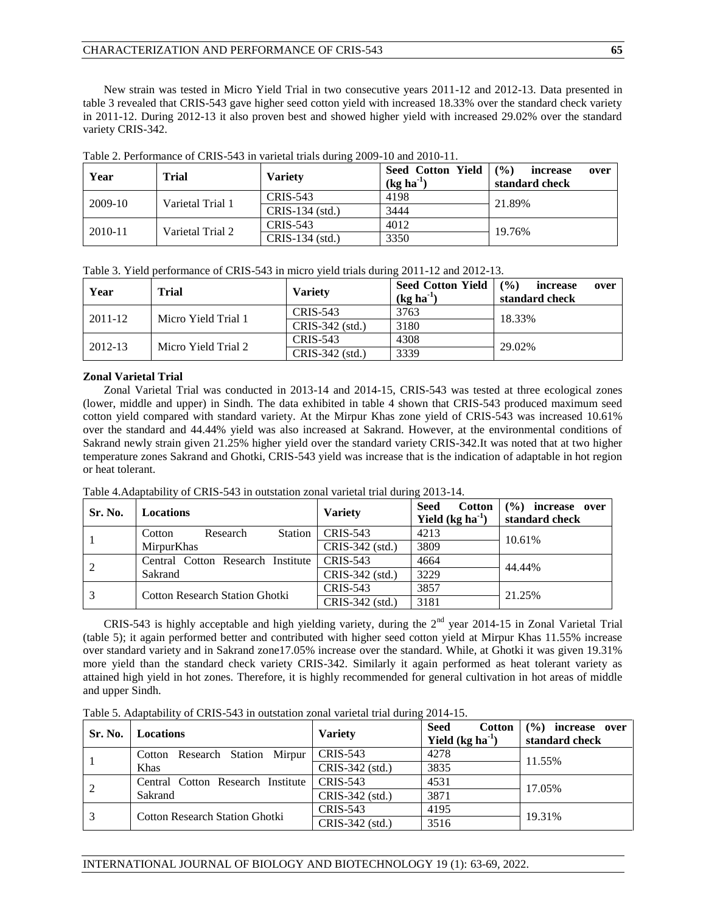New strain was tested in Micro Yield Trial in two consecutive years 2011-12 and 2012-13. Data presented in table 3 revealed that CRIS-543 gave higher seed cotton yield with increased 18.33% over the standard check variety in 2011-12. During 2012-13 it also proven best and showed higher yield with increased 29.02% over the standard variety CRIS-342.

Table 2. Performance of CRIS-543 in varietal trials during 2009-10 and 2010-11.

| Year | Trial | Variety | Seed Cotton Yield (kg ha$^{-1}$) | (%) increase over standard check |
|---|---|---|---|---|
| 2009-10 | Varietal Trial 1 | CRIS-543 | 4198 | 21.89% |
| | | CRIS-134 (std.) | 3444 | |
| 2010-11 | Varietal Trial 2 | CRIS-543 | 4012 | 19.76% |
| | | CRIS-134 (std.) | 3350 | |

Table 3. Yield performance of CRIS-543 in micro yield trials during 2011-12 and 2012-13.

| Year | Trial | Variety | Seed Cotton Yield (kg ha$^{-1}$) | (%) increase over standard check |
|---|---|---|---|---|
| 2011-12 | Micro Yield Trial 1 | CRIS-543 | 3763 | 18.33% |
| | | CRIS-342 (std.) | 3180 | |
| 2012-13 | Micro Yield Trial 2 | CRIS-543 | 4308 | 29.02% |
| | | CRIS-342 (std.) | 3339 | |

**Zonal Varietal Trial**

Zonal Varietal Trial was conducted in 2013-14 and 2014-15, CRIS-543 was tested at three ecological zones (lower, middle and upper) in Sindh. The data exhibited in table 4 shown that CRIS-543 produced maximum seed cotton yield compared with standard variety. At the Mirpur Khas zone yield of CRIS-543 was increased 10.61% over the standard and 44.44% yield was also increased at Sakrand. However, at the environmental conditions of Sakrand newly strain given 21.25% higher yield over the standard variety CRIS-342.It was noted that at two higher temperature zones Sakrand and Ghotki, CRIS-543 yield was increase that is the indication of adaptable in hot region or heat tolerant.

Table 4.Adaptability of CRIS-543 in outstation zonal varietal trial during 2013-14.

| Sr. No. | Locations | Variety | Seed Cotton Yield (kg ha$^{-1}$) | (%) increase over standard check |
|---|---|---|---|---|
| 1 | Cotton Research Station MirpurKhas | CRIS-543 | 4213 | 10.61% |
| | | CRIS-342 (std.) | 3809 | |
| 2 | Central Cotton Research Institute Sakrand | CRIS-543 | 4664 | 44.44% |
| | | CRIS-342 (std.) | 3229 | |
| 3 | Cotton Research Station Ghotki | CRIS-543 | 3857 | 21.25% |
| | | CRIS-342 (std.) | 3181 | |

CRIS-543 is highly acceptable and high yielding variety, during the 2$^{nd}$ year 2014-15 in Zonal Varietal Trial (table 5); it again performed better and contributed with higher seed cotton yield at Mirpur Khas 11.55% increase over standard variety and in Sakrand zone17.05% increase over the standard. While, at Ghotki it was given 19.31% more yield than the standard check variety CRIS-342. Similarly it again performed as heat tolerant variety as attained high yield in hot zones. Therefore, it is highly recommended for general cultivation in hot areas of middle and upper Sindh.

Table 5. Adaptability of CRIS-543 in outstation zonal varietal trial during 2014-15.

| Sr. No. | Locations | Variety | Seed Cotton Yield (kg ha$^{-1}$) | (%) increase over standard check |
|---|---|---|---|---|
| 1 | Cotton Research Station Mirpur Khas | CRIS-543 | 4278 | 11.55% |
| | | CRIS-342 (std.) | 3835 | |
| 2 | Central Cotton Research Institute Sakrand | CRIS-543 | 4531 | 17.05% |
| | | CRIS-342 (std.) | 3871 | |
| 3 | Cotton Research Station Ghotki | CRIS-543 | 4195 | 19.31% |
| | | CRIS-342 (std.) | 3516 | |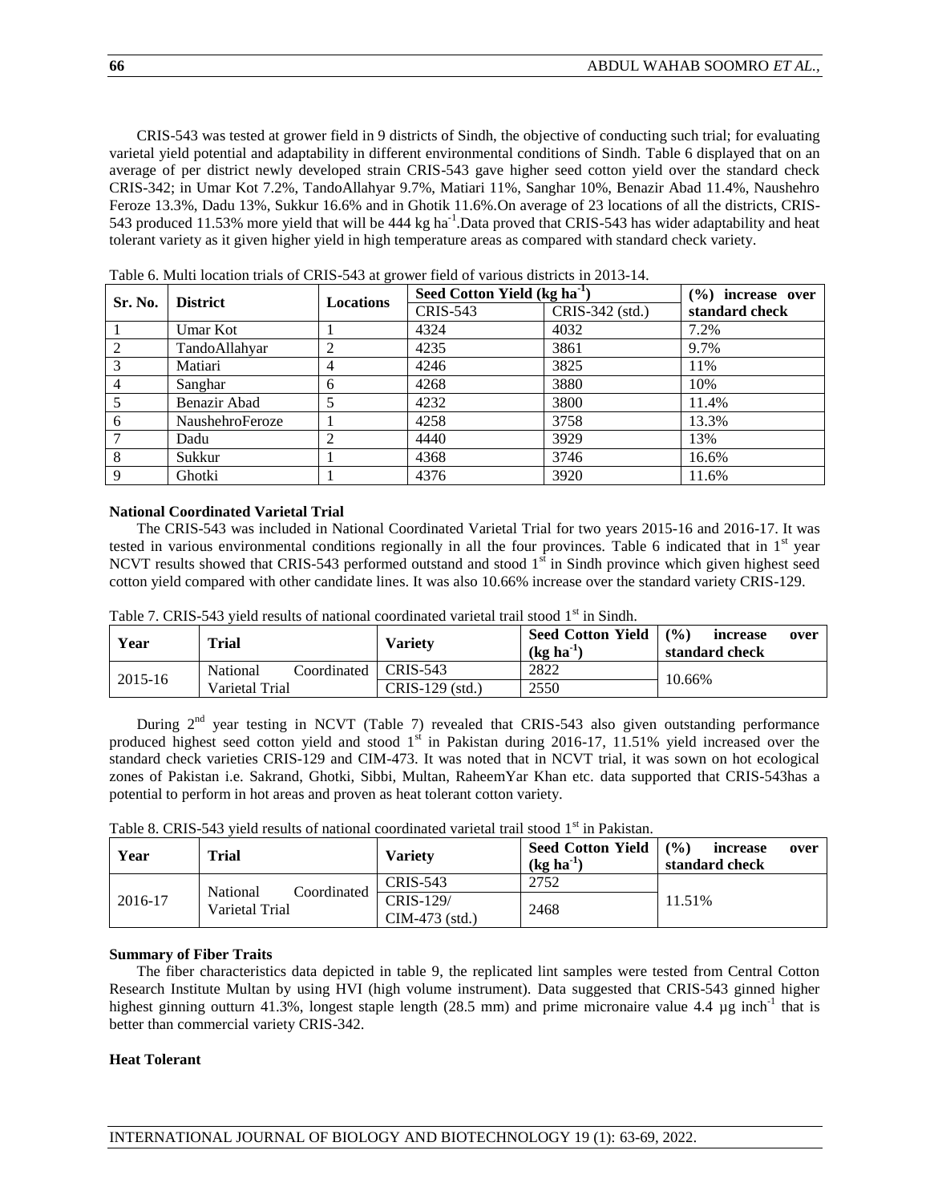CRIS-543 was tested at grower field in 9 districts of Sindh, the objective of conducting such trial; for evaluating varietal yield potential and adaptability in different environmental conditions of Sindh. Table 6 displayed that on an average of per district newly developed strain CRIS-543 gave higher seed cotton yield over the standard check CRIS-342; in Umar Kot 7.2%, TandoAllahyar 9.7%, Matiari 11%, Sanghar 10%, Benazir Abad 11.4%, Naushehro Feroze 13.3%, Dadu 13%, Sukkur 16.6% and in Ghotik 11.6%.On average of 23 locations of all the districts, CRIS-543 produced 11.53% more yield that will be 444 kg ha$^{-1}$.Data proved that CRIS-543 has wider adaptability and heat tolerant variety as it given higher yield in high temperature areas as compared with standard check variety.

Table 6. Multi location trials of CRIS-543 at grower field of various districts in 2013-14.

| Sr. No. | District | Locations | Seed Cotton Yield (kg ha$^{-1}$) | | (%) increase over standard check |
|---|---|---|---|---|---|
| | | | CRIS-543 | CRIS-342 (std.) | |
| 1 | Umar Kot | 1 | 4324 | 4032 | 7.2% |
| 2 | TandoAllahyar | 2 | 4235 | 3861 | 9.7% |
| 3 | Matiari | 4 | 4246 | 3825 | 11% |
| 4 | Sanghar | 6 | 4268 | 3880 | 10% |
| 5 | Benazir Abad | 5 | 4232 | 3800 | 11.4% |
| 6 | NaushehroFeroze | 1 | 4258 | 3758 | 13.3% |
| 7 | Dadu | 2 | 4440 | 3929 | 13% |
| 8 | Sukkur | 1 | 4368 | 3746 | 16.6% |
| 9 | Ghotki | 1 | 4376 | 3920 | 11.6% |

### National Coordinated Varietal Trial

The CRIS-543 was included in National Coordinated Varietal Trial for two years 2015-16 and 2016-17. It was tested in various environmental conditions regionally in all the four provinces. Table 6 indicated that in 1st year NCVT results showed that CRIS-543 performed outstand and stood 1st in Sindh province which given highest seed cotton yield compared with other candidate lines. It was also 10.66% increase over the standard variety CRIS-129.

Table 7. CRIS-543 yield results of national coordinated varietal trail stood 1st in Sindh.

| Year | Trial | Variety | Seed Cotton Yield (kg ha$^{-1}$) | (%) increase over standard check |
|---|---|---|---|---|
| 2015-16 | National Coordinated Varietal Trial | CRIS-543 | 2822 | 10.66% |
| | | CRIS-129 (std.) | 2550 | |

During 2nd year testing in NCVT (Table 7) revealed that CRIS-543 also given outstanding performance produced highest seed cotton yield and stood 1st in Pakistan during 2016-17, 11.51% yield increased over the standard check varieties CRIS-129 and CIM-473. It was noted that in NCVT trial, it was sown on hot ecological zones of Pakistan i.e. Sakrand, Ghotki, Sibbi, Multan, RaheemYar Khan etc. data supported that CRIS-543has a potential to perform in hot areas and proven as heat tolerant cotton variety.

Table 8. CRIS-543 yield results of national coordinated varietal trail stood 1st in Pakistan.

| Year | Trial | Variety | Seed Cotton Yield (kg ha$^{-1}$) | (%) increase over standard check |
|---|---|---|---|---|
| 2016-17 | National Coordinated Varietal Trial | CRIS-543 | 2752 | 11.51% |
| | | CRIS-129/ CIM-473 (std.) | 2468 | |

### Summary of Fiber Traits

The fiber characteristics data depicted in table 9, the replicated lint samples were tested from Central Cotton Research Institute Multan by using HVI (high volume instrument). Data suggested that CRIS-543 ginned higher highest ginning outturn 41.3%, longest staple length (28.5 mm) and prime micronaire value 4.4 µg inch$^{-1}$ that is better than commercial variety CRIS-342.

### Heat Tolerant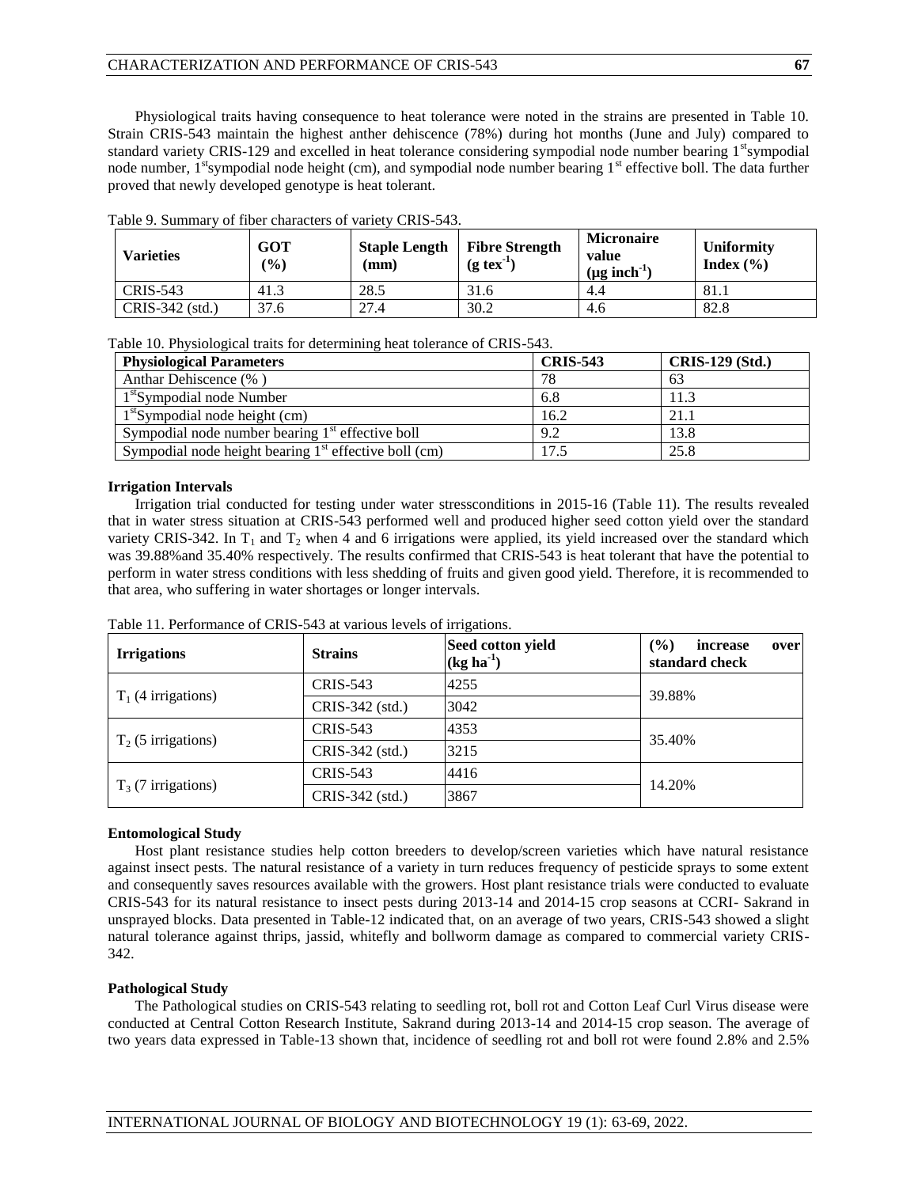Physiological traits having consequence to heat tolerance were noted in the strains are presented in Table 10. Strain CRIS-543 maintain the highest anther dehiscence (78%) during hot months (June and July) compared to standard variety CRIS-129 and excelled in heat tolerance considering sympodial node number bearing 1$^{st}$sympodial node number, 1$^{st}$sympodial node height (cm), and sympodial node number bearing 1$^{st}$ effective boll. The data further proved that newly developed genotype is heat tolerant.

Table 9. Summary of fiber characters of variety CRIS-543.

| Varieties | GOT (%) | Staple Length (mm) | Fibre Strength (g tex$^{-1}$) | Micronaire value (µg inch$^{-1}$) | Uniformity Index (%) |
|---|---|---|---|---|---|
| CRIS-543 | 41.3 | 28.5 | 31.6 | 4.4 | 81.1 |
| CRIS-342 (std.) | 37.6 | 27.4 | 30.2 | 4.6 | 82.8 |

Table 10. Physiological traits for determining heat tolerance of CRIS-543.

| Physiological Parameters | CRIS-543 | CRIS-129 (Std.) |
|---|---|---|
| Anthar Dehiscence (% ) | 78 | 63 |
| 1$^{st}$Sympodial node Number | 6.8 | 11.3 |
| 1$^{st}$Sympodial node height (cm) | 16.2 | 21.1 |
| Sympodial node number bearing 1$^{st}$ effective boll | 9.2 | 13.8 |
| Sympodial node height bearing 1$^{st}$ effective boll (cm) | 17.5 | 25.8 |

**Irrigation Intervals**

Irrigation trial conducted for testing under water stressconditions in 2015-16 (Table 11). The results revealed that in water stress situation at CRIS-543 performed well and produced higher seed cotton yield over the standard variety CRIS-342. In $T_1$ and $T_2$ when 4 and 6 irrigations were applied, its yield increased over the standard which was 39.88%and 35.40% respectively. The results confirmed that CRIS-543 is heat tolerant that have the potential to perform in water stress conditions with less shedding of fruits and given good yield. Therefore, it is recommended to that area, who suffering in water shortages or longer intervals.

Table 11. Performance of CRIS-543 at various levels of irrigations.

| Irrigations | Strains | Seed cotton yield (kg ha$^{-1}$) | (%) increase over standard check |
|---|---|---|---|
| $T_1$ (4 irrigations) | CRIS-543 | 4255 | 39.88% |
| | CRIS-342 (std.) | 3042 | |
| $T_2$ (5 irrigations) | CRIS-543 | 4353 | 35.40% |
| | CRIS-342 (std.) | 3215 | |
| $T_3$ (7 irrigations) | CRIS-543 | 4416 | 14.20% |
| | CRIS-342 (std.) | 3867 | |

**Entomological Study**

Host plant resistance studies help cotton breeders to develop/screen varieties which have natural resistance against insect pests. The natural resistance of a variety in turn reduces frequency of pesticide sprays to some extent and consequently saves resources available with the growers. Host plant resistance trials were conducted to evaluate CRIS-543 for its natural resistance to insect pests during 2013-14 and 2014-15 crop seasons at CCRI- Sakrand in unsprayed blocks. Data presented in Table-12 indicated that, on an average of two years, CRIS-543 showed a slight natural tolerance against thrips, jassid, whitefly and bollworm damage as compared to commercial variety CRIS-342.

**Pathological Study**

The Pathological studies on CRIS-543 relating to seedling rot, boll rot and Cotton Leaf Curl Virus disease were conducted at Central Cotton Research Institute, Sakrand during 2013-14 and 2014-15 crop season. The average of two years data expressed in Table-13 shown that, incidence of seedling rot and boll rot were found 2.8% and 2.5%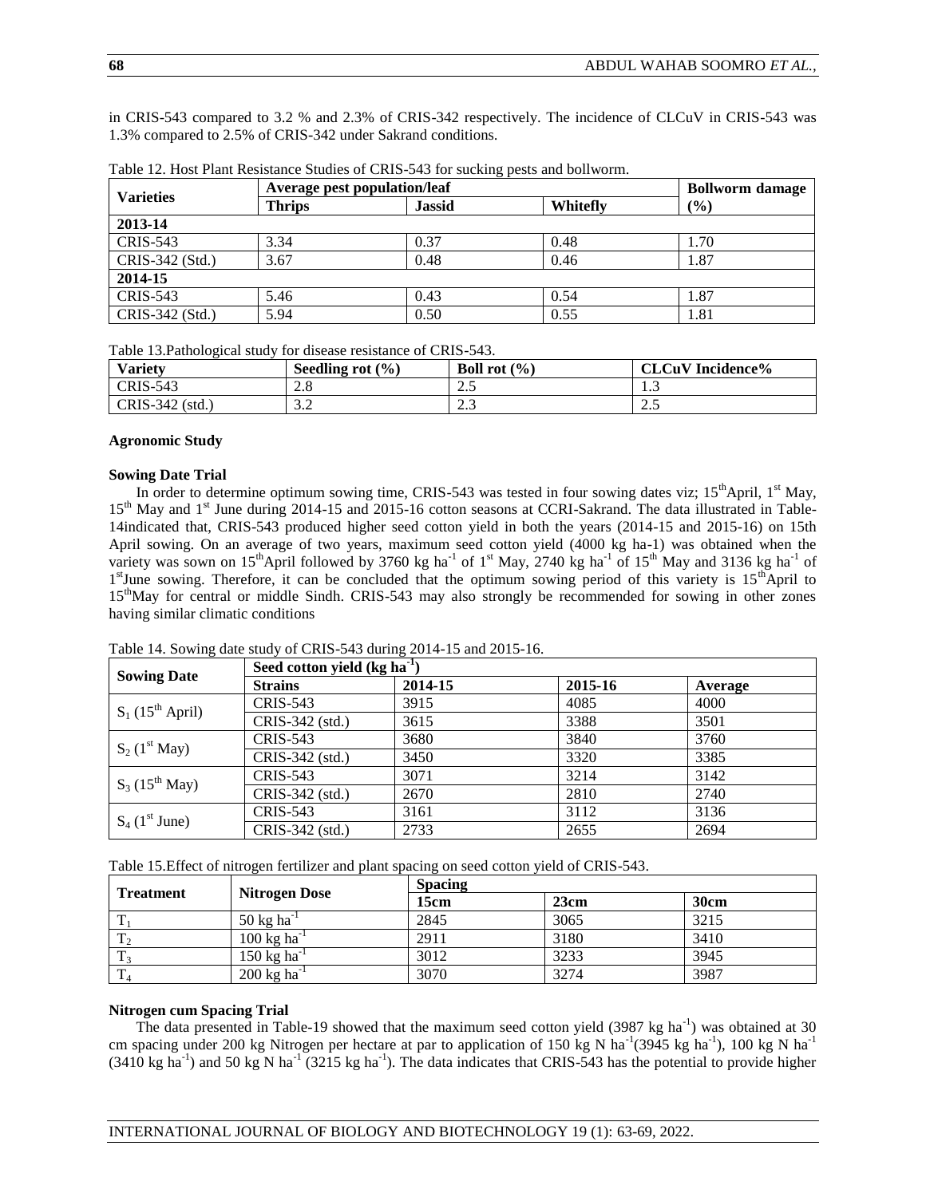in CRIS-543 compared to 3.2 % and 2.3% of CRIS-342 respectively. The incidence of CLCuV in CRIS-543 was 1.3% compared to 2.5% of CRIS-342 under Sakrand conditions.

Table 12. Host Plant Resistance Studies of CRIS-543 for sucking pests and bollworm.

| Varieties | Average pest population/leaf | | | Bollworm damage (%) |
|---|---|---|---|---|
| | Thrips | Jassid | Whitefly | |
| **2013-14** | | | | |
| CRIS-543 | 3.34 | 0.37 | 0.48 | 1.70 |
| CRIS-342 (Std.) | 3.67 | 0.48 | 0.46 | 1.87 |
| **2014-15** | | | | |
| CRIS-543 | 5.46 | 0.43 | 0.54 | 1.87 |
| CRIS-342 (Std.) | 5.94 | 0.50 | 0.55 | 1.81 |

Table 13.Pathological study for disease resistance of CRIS-543.

| Variety | Seedling rot (%) | Boll rot (%) | CLCuV Incidence% |
|---|---|---|---|
| CRIS-543 | 2.8 | 2.5 | 1.3 |
| CRIS-342 (std.) | 3.2 | 2.3 | 2.5 |

### Agronomic Study

#### Sowing Date Trial

In order to determine optimum sowing time, CRIS-543 was tested in four sowing dates viz; 15$^{th}$April, 1$^{st}$ May, 15$^{th}$ May and 1$^{st}$ June during 2014-15 and 2015-16 cotton seasons at CCRI-Sakrand. The data illustrated in Table-14indicated that, CRIS-543 produced higher seed cotton yield in both the years (2014-15 and 2015-16) on 15th April sowing. On an average of two years, maximum seed cotton yield (4000 kg ha-1) was obtained when the variety was sown on 15$^{th}$April followed by 3760 kg ha$^{-1}$ of 1$^{st}$ May, 2740 kg ha$^{-1}$ of 15$^{th}$ May and 3136 kg ha$^{-1}$ of 1$^{st}$June sowing. Therefore, it can be concluded that the optimum sowing period of this variety is 15$^{th}$April to 15$^{th}$May for central or middle Sindh. CRIS-543 may also strongly be recommended for sowing in other zones having similar climatic conditions

Table 14. Sowing date study of CRIS-543 during 2014-15 and 2015-16.

| Sowing Date | Seed cotton yield (kg ha$^{-1}$) | | | |
|---|---|---|---|---|
| | Strains | 2014-15 | 2015-16 | Average |
| $S_1$ (15$^{th}$ April) | CRIS-543 | 3915 | 4085 | 4000 |
| | CRIS-342 (std.) | 3615 | 3388 | 3501 |
| $S_2$ (1$^{st}$ May) | CRIS-543 | 3680 | 3840 | 3760 |
| | CRIS-342 (std.) | 3450 | 3320 | 3385 |
| $S_3$ (15$^{th}$ May) | CRIS-543 | 3071 | 3214 | 3142 |
| | CRIS-342 (std.) | 2670 | 2810 | 2740 |
| $S_4$ (1$^{st}$ June) | CRIS-543 | 3161 | 3112 | 3136 |
| | CRIS-342 (std.) | 2733 | 2655 | 2694 |

Table 15.Effect of nitrogen fertilizer and plant spacing on seed cotton yield of CRIS-543.

| Treatment | Nitrogen Dose | Spacing | | |
|---|---|---|---|---|
| | | 15cm | 23cm | 30cm |
| $T_1$ | 50 kg ha$^{-1}$ | 2845 | 3065 | 3215 |
| $T_2$ | 100 kg ha$^{-1}$ | 2911 | 3180 | 3410 |
| $T_3$ | 150 kg ha$^{-1}$ | 3012 | 3233 | 3945 |
| $T_4$ | 200 kg ha$^{-1}$ | 3070 | 3274 | 3987 |

#### Nitrogen cum Spacing Trial

The data presented in Table-19 showed that the maximum seed cotton yield (3987 kg ha$^{-1}$) was obtained at 30 cm spacing under 200 kg Nitrogen per hectare at par to application of 150 kg N ha$^{-1}$(3945 kg ha$^{-1}$), 100 kg N ha$^{-1}$ (3410 kg ha$^{-1}$) and 50 kg N ha$^{-1}$ (3215 kg ha$^{-1}$). The data indicates that CRIS-543 has the potential to provide higher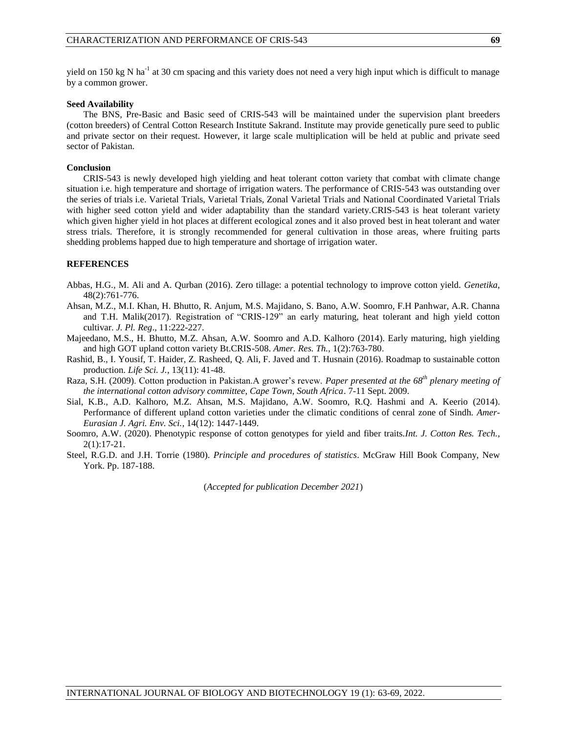yield on 150 kg N $ha^{-1}$ at 30 cm spacing and this variety does not need a very high input which is difficult to manage by a common grower.

**Seed Availability**

The BNS, Pre-Basic and Basic seed of CRIS-543 will be maintained under the supervision plant breeders (cotton breeders) of Central Cotton Research Institute Sakrand. Institute may provide genetically pure seed to public and private sector on their request. However, it large scale multiplication will be held at public and private seed sector of Pakistan.

**Conclusion**

CRIS-543 is newly developed high yielding and heat tolerant cotton variety that combat with climate change situation i.e. high temperature and shortage of irrigation waters. The performance of CRIS-543 was outstanding over the series of trials i.e. Varietal Trials, Varietal Trials, Zonal Varietal Trials and National Coordinated Varietal Trials with higher seed cotton yield and wider adaptability than the standard variety.CRIS-543 is heat tolerant variety which given higher yield in hot places at different ecological zones and it also proved best in heat tolerant and water stress trials. Therefore, it is strongly recommended for general cultivation in those areas, where fruiting parts shedding problems happed due to high temperature and shortage of irrigation water.

**REFERENCES**

Abbas, H.G., M. Ali and A. Qurban (2016). Zero tillage: a potential technology to improve cotton yield. *Genetika*, 48(2):761-776.

Ahsan, M.Z., M.I. Khan, H. Bhutto, R. Anjum, M.S. Majidano, S. Bano, A.W. Soomro, F.H Panhwar, A.R. Channa and T.H. Malik(2017). Registration of "CRIS-129" an early maturing, heat tolerant and high yield cotton cultivar. *J. Pl. Reg*., 11:222-227.

Majeedano, M.S., H. Bhutto, M.Z. Ahsan, A.W. Soomro and A.D. Kalhoro (2014). Early maturing, high yielding and high GOT upland cotton variety Bt.CRIS-508. *Amer. Res. Th.*, 1(2):763-780.

Rashid, B., I. Yousif, T. Haider, Z. Rasheed, Q. Ali, F. Javed and T. Husnain (2016). Roadmap to sustainable cotton production. *Life Sci. J.*, 13(11): 41-48.

Raza, S.H. (2009). Cotton production in Pakistan.A grower's revew. *Paper presented at the 68th plenary meeting of the international cotton advisory committee, Cape Town, South Africa*. 7-11 Sept. 2009.

Sial, K.B., A.D. Kalhoro, M.Z. Ahsan, M.S. Majidano, A.W. Soomro, R.Q. Hashmi and A. Keerio (2014). Performance of different upland cotton varieties under the climatic conditions of cenral zone of Sindh. *Amer-Eurasian J. Agri. Env. Sci.*, 14(12): 1447-1449.

Soomro, A.W. (2020). Phenotypic response of cotton genotypes for yield and fiber traits.*Int. J. Cotton Res. Tech.*, 2(1):17-21.

Steel, R.G.D. and J.H. Torrie (1980). *Principle and procedures of statistics*. McGraw Hill Book Company, New York. Pp. 187-188.

(*Accepted for publication December 2021*)